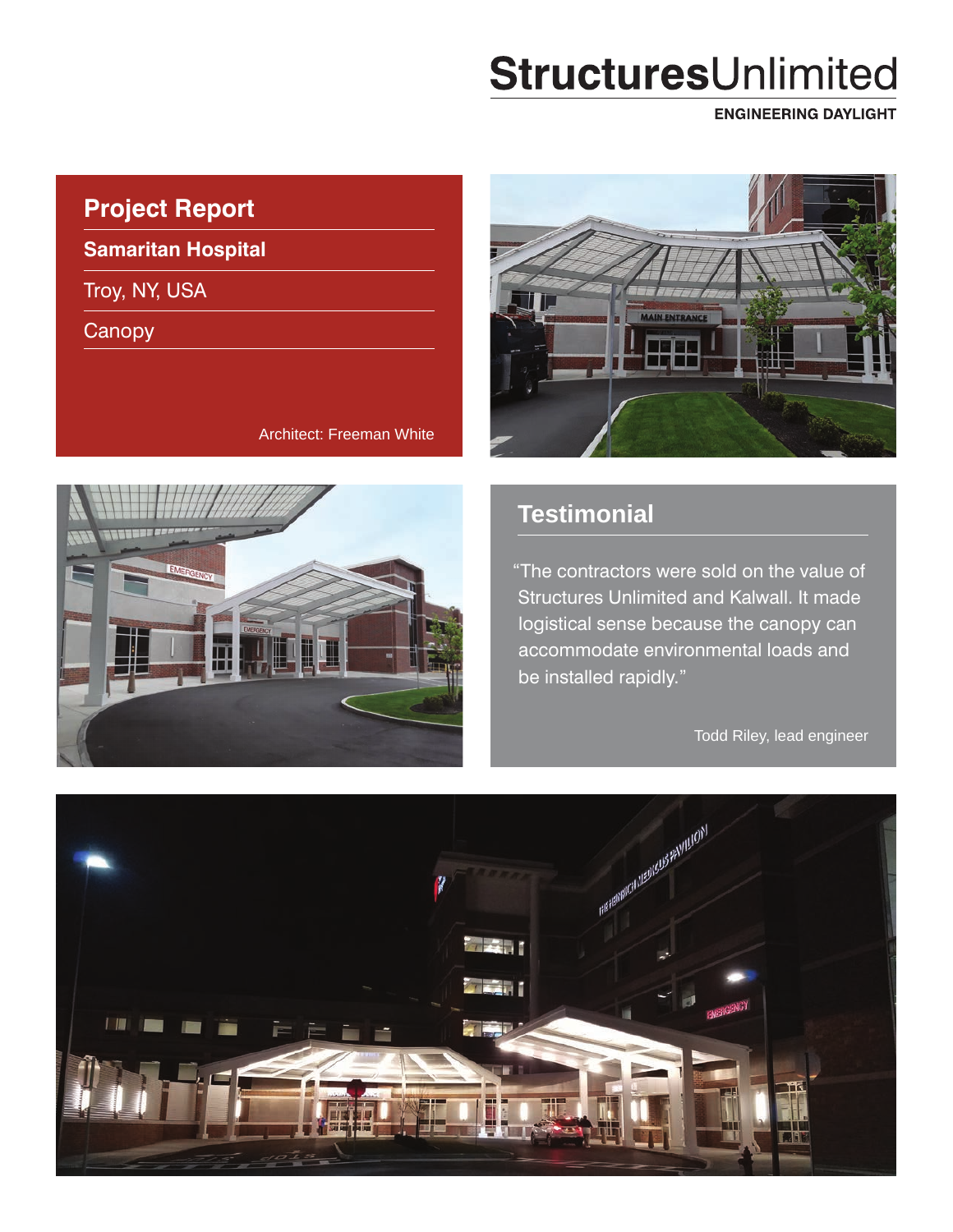# StructuresUnlimited

ENGINEERING DAYLIGHT

## Project Report

**Samaritan Hospital**

Troy, NY, USA

Canopy

Architect: Freeman White

## Testimonial

"The contractors were sold on the value of Structures Unlimited and Kalwall. It made logistical sense because the canopy can accommodate environmental loads and be installed rapidly."

Todd Riley, lead engineer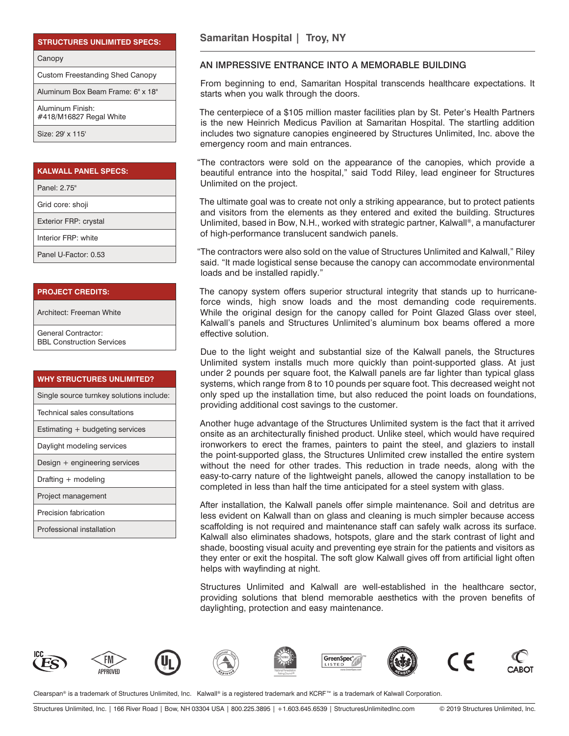## STRUCTURES UNLIMITED SPECS:

| STRUCTURES UNLIMITED SPECS: |
|---|
| Canopy |
| Custom Freestanding Shed Canopy |
| Aluminum Box Beam Frame: 6" x 18" |
| Aluminum Finish: #418/M16827 Regal White |
| Size: 29' x 115' |

| KALWALL PANEL SPECS: |
|---|
| Panel: 2.75" |
| Grid core: shoji |
| Exterior FRP: crystal |
| Interior FRP: white |
| Panel U-Factor: 0.53 |

| PROJECT CREDITS: |
|---|
| Architect: Freeman White |
| General Contractor: BBL Construction Services |

| WHY STRUCTURES UNLIMITED? |
|---|
| Single source turnkey solutions include: |
| Technical sales consultations |
| Estimating + budgeting services |
| Daylight modeling services |
| Design + engineering services |
| Drafting + modeling |
| Project management |
| Precision fabrication |
| Professional installation |

## Samaritan Hospital | Troy, NY

### AN IMPRESSIVE ENTRANCE INTO A MEMORABLE BUILDING

From beginning to end, Samaritan Hospital transcends healthcare expectations. It starts when you walk through the doors.

The centerpiece of a $105 million master facilities plan by St. Peter's Health Partners is the new Heinrich Medicus Pavilion at Samaritan Hospital. The startling addition includes two signature canopies engineered by Structures Unlimited, Inc. above the emergency room and main entrances.

"The contractors were sold on the appearance of the canopies, which provide a beautiful entrance into the hospital," said Todd Riley, lead engineer for Structures Unlimited on the project.

The ultimate goal was to create not only a striking appearance, but to protect patients and visitors from the elements as they entered and exited the building. Structures Unlimited, based in Bow, N.H., worked with strategic partner, Kalwall®, a manufacturer of high-performance translucent sandwich panels.

"The contractors were also sold on the value of Structures Unlimited and Kalwall," Riley said. "It made logistical sense because the canopy can accommodate environmental loads and be installed rapidly."

The canopy system offers superior structural integrity that stands up to hurricane-force winds, high snow loads and the most demanding code requirements. While the original design for the canopy called for Point Glazed Glass over steel, Kalwall's panels and Structures Unlimited's aluminum box beams offered a more effective solution.

Due to the light weight and substantial size of the Kalwall panels, the Structures Unlimited system installs much more quickly than point-supported glass. At just under 2 pounds per square foot, the Kalwall panels are far lighter than typical glass systems, which range from 8 to 10 pounds per square foot. This decreased weight not only sped up the installation time, but also reduced the point loads on foundations, providing additional cost savings to the customer.

Another huge advantage of the Structures Unlimited system is the fact that it arrived onsite as an architecturally finished product. Unlike steel, which would have required ironworkers to erect the frames, painters to paint the steel, and glaziers to install the point-supported glass, the Structures Unlimited crew installed the entire system without the need for other trades. This reduction in trade needs, along with the easy-to-carry nature of the lightweight panels, allowed the canopy installation to be completed in less than half the time anticipated for a steel system with glass.

After installation, the Kalwall panels offer simple maintenance. Soil and detritus are less evident on Kalwall than on glass and cleaning is much simpler because access scaffolding is not required and maintenance staff can safely walk across its surface. Kalwall also eliminates shadows, hotspots, glare and the stark contrast of light and shade, boosting visual acuity and preventing eye strain for the patients and visitors as they enter or exit the hospital. The soft glow Kalwall gives off from artificial light often helps with wayfinding at night.

Structures Unlimited and Kalwall are well-established in the healthcare sector, providing solutions that blend memorable aesthetics with the proven benefits of daylighting, protection and easy maintenance.

Clearspan® is a trademark of Structures Unlimited, Inc. Kalwall® is a registered trademark and KCRF™ is a trademark of Kalwall Corporation.

Structures Unlimited, Inc. | 166 River Road | Bow, NH 03304 USA | 800.225.3895 | +1.603.645.6539 | StructuresUnlimitedInc.com © 2019 Structures Unlimited, Inc.